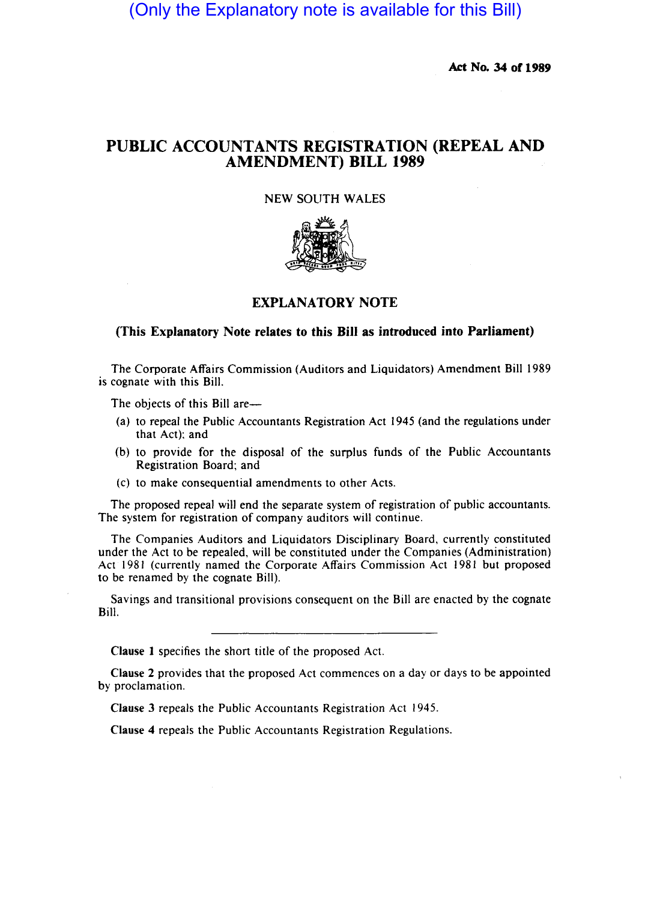(Only the Explanatory note is available for this Bill)

**Act No. 34 of 1989**

# PUBLIC ACCOUNTANTS REGISTRATION (REPEAL AND AMENDMENT) BILL 1989

NEW SOUTH WALES

## EXPLANATORY NOTE

**(This Explanatory Note relates to this Bill as introduced into Parliament)**

The Corporate Affairs Commission (Auditors and Liquidators) Amendment Bill 1989 is cognate with this Bill.

The objects of this Bill are—

(a) to repeal the Public Accountants Registration Act 1945 (and the regulations under that Act); and

(b) to provide for the disposal of the surplus funds of the Public Accountants Registration Board; and

(c) to make consequential amendments to other Acts.

The proposed repeal will end the separate system of registration of public accountants. The system for registration of company auditors will continue.

The Companies Auditors and Liquidators Disciplinary Board, currently constituted under the Act to be repealed, will be constituted under the Companies (Administration) Act 1981 (currently named the Corporate Affairs Commission Act 1981 but proposed to be renamed by the cognate Bill).

Savings and transitional provisions consequent on the Bill are enacted by the cognate Bill.

---

**Clause 1** specifies the short title of the proposed Act.

**Clause 2** provides that the proposed Act commences on a day or days to be appointed by proclamation.

**Clause 3** repeals the Public Accountants Registration Act 1945.

**Clause 4** repeals the Public Accountants Registration Regulations.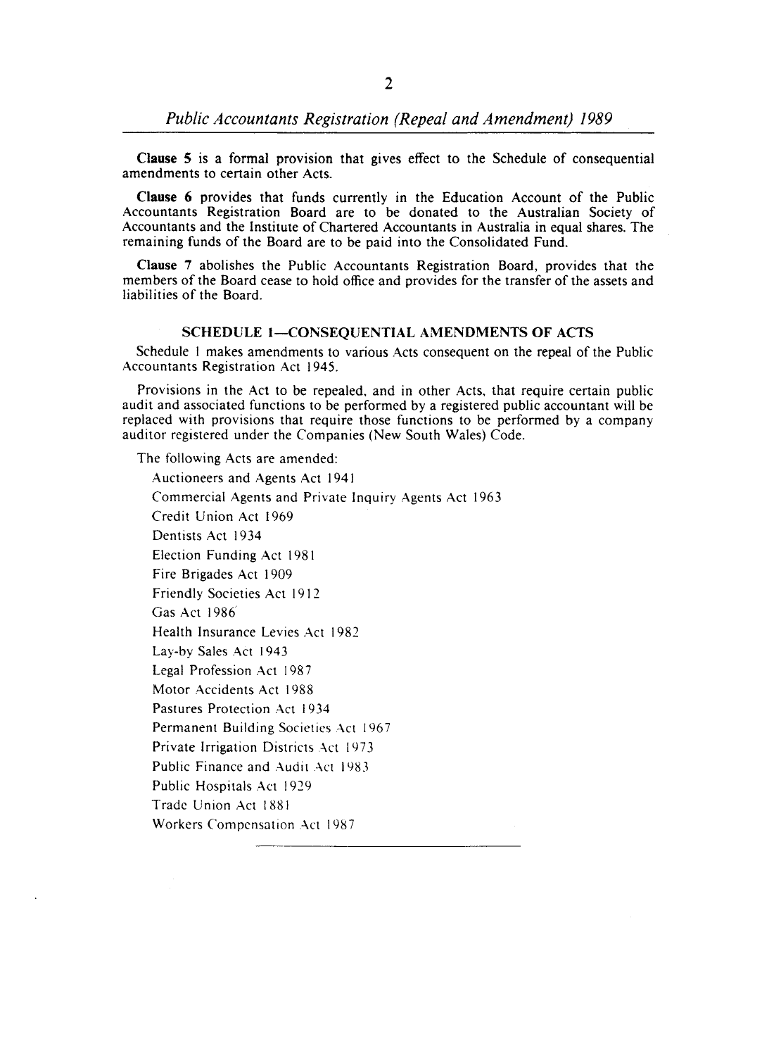**Clause 5** is a formal provision that gives effect to the Schedule of consequential amendments to certain other Acts.

**Clause 6** provides that funds currently in the Education Account of the Public Accountants Registration Board are to be donated to the Australian Society of Accountants and the Institute of Chartered Accountants in Australia in equal shares. The remaining funds of the Board are to be paid into the Consolidated Fund.

**Clause 7** abolishes the Public Accountants Registration Board, provides that the members of the Board cease to hold office and provides for the transfer of the assets and liabilities of the Board.

## SCHEDULE 1—CONSEQUENTIAL AMENDMENTS OF ACTS

Schedule 1 makes amendments to various Acts consequent on the repeal of the Public Accountants Registration Act 1945.

Provisions in the Act to be repealed, and in other Acts, that require certain public audit and associated functions to be performed by a registered public accountant will be replaced with provisions that require those functions to be performed by a company auditor registered under the Companies (New South Wales) Code.

The following Acts are amended:

Auctioneers and Agents Act 1941
Commercial Agents and Private Inquiry Agents Act 1963
Credit Union Act 1969
Dentists Act 1934
Election Funding Act 1981
Fire Brigades Act 1909
Friendly Societies Act 1912
Gas Act 1986
Health Insurance Levies Act 1982
Lay-by Sales Act 1943
Legal Profession Act 1987
Motor Accidents Act 1988
Pastures Protection Act 1934
Permanent Building Societies Act 1967
Private Irrigation Districts Act 1973
Public Finance and Audit Act 1983
Public Hospitals Act 1929
Trade Union Act 1881
Workers Compensation Act 1987